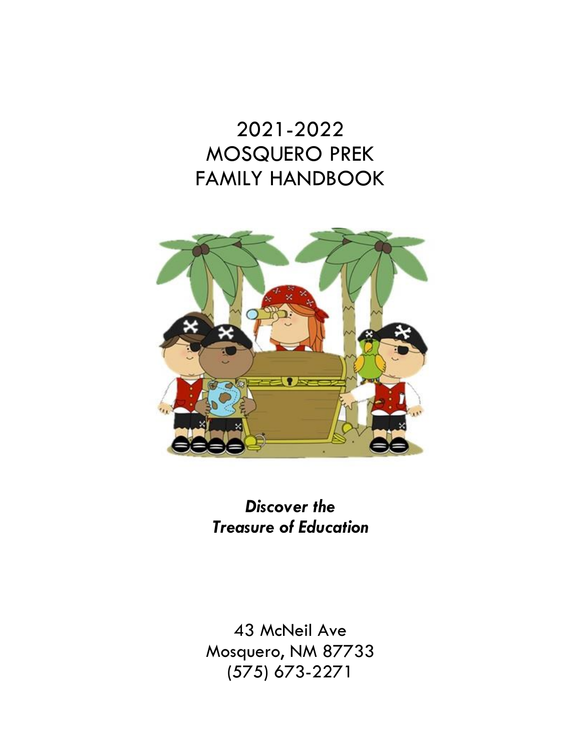# 2021-2022
# MOSQUERO PREK
# FAMILY HANDBOOK

***Discover the***
***Treasure of Education***

43 McNeil Ave
Mosquero, NM 87733
(575) 673-2271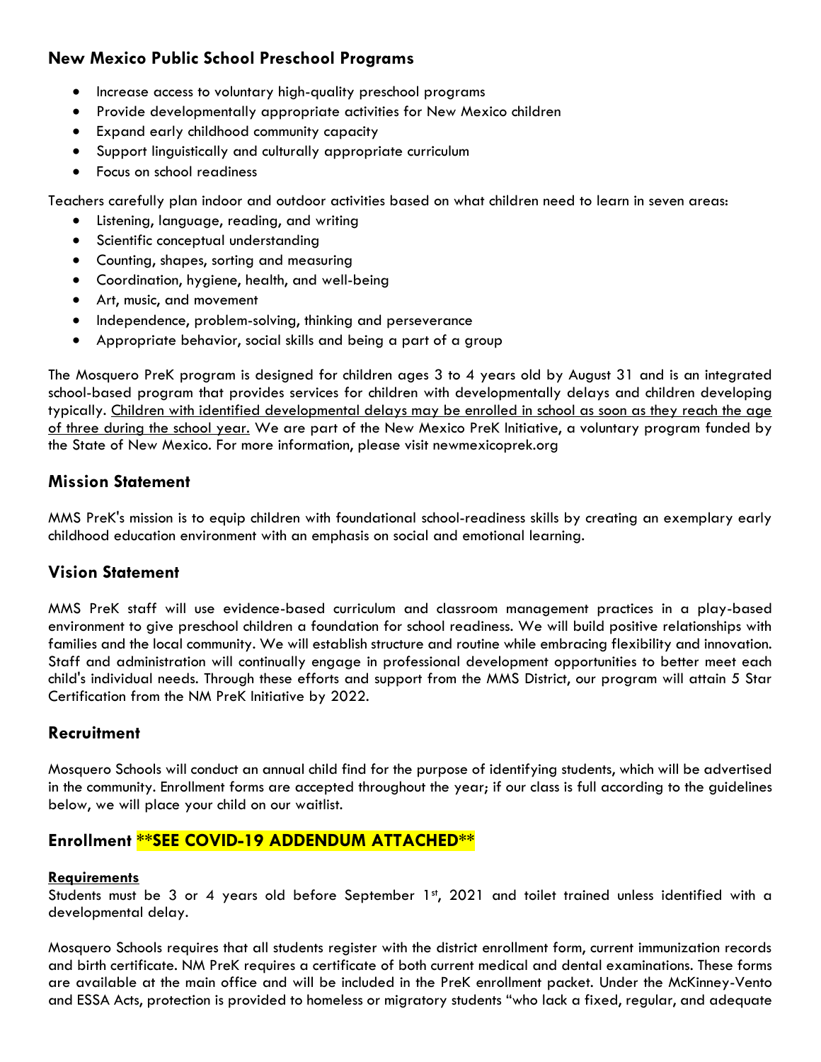## New Mexico Public School Preschool Programs

- Increase access to voluntary high-quality preschool programs
- Provide developmentally appropriate activities for New Mexico children
- Expand early childhood community capacity
- Support linguistically and culturally appropriate curriculum
- Focus on school readiness

Teachers carefully plan indoor and outdoor activities based on what children need to learn in seven areas:

- Listening, language, reading, and writing
- Scientific conceptual understanding
- Counting, shapes, sorting and measuring
- Coordination, hygiene, health, and well-being
- Art, music, and movement
- Independence, problem-solving, thinking and perseverance
- Appropriate behavior, social skills and being a part of a group

The Mosquero PreK program is designed for children ages 3 to 4 years old by August 31 and is an integrated school-based program that provides services for children with developmentally delays and children developing typically. <u>Children with identified developmental delays may be enrolled in school as soon as they reach the age of three during the school year.</u> We are part of the New Mexico PreK Initiative, a voluntary program funded by the State of New Mexico. For more information, please visit newmexicoprek.org

## Mission Statement

MMS PreK's mission is to equip children with foundational school-readiness skills by creating an exemplary early childhood education environment with an emphasis on social and emotional learning.

## Vision Statement

MMS PreK staff will use evidence-based curriculum and classroom management practices in a play-based environment to give preschool children a foundation for school readiness. We will build positive relationships with families and the local community. We will establish structure and routine while embracing flexibility and innovation. Staff and administration will continually engage in professional development opportunities to better meet each child's individual needs. Through these efforts and support from the MMS District, our program will attain 5 Star Certification from the NM PreK Initiative by 2022.

## Recruitment

Mosquero Schools will conduct an annual child find for the purpose of identifying students, which will be advertised in the community. Enrollment forms are accepted throughout the year; if our class is full according to the guidelines below, we will place your child on our waitlist.

## Enrollment **SEE COVID-19 ADDENDUM ATTACHED**

**<u>Requirements</u>**

Students must be 3 or 4 years old before September 1st, 2021 and toilet trained unless identified with a developmental delay.

Mosquero Schools requires that all students register with the district enrollment form, current immunization records and birth certificate. NM PreK requires a certificate of both current medical and dental examinations. These forms are available at the main office and will be included in the PreK enrollment packet. Under the McKinney-Vento and ESSA Acts, protection is provided to homeless or migratory students "who lack a fixed, regular, and adequate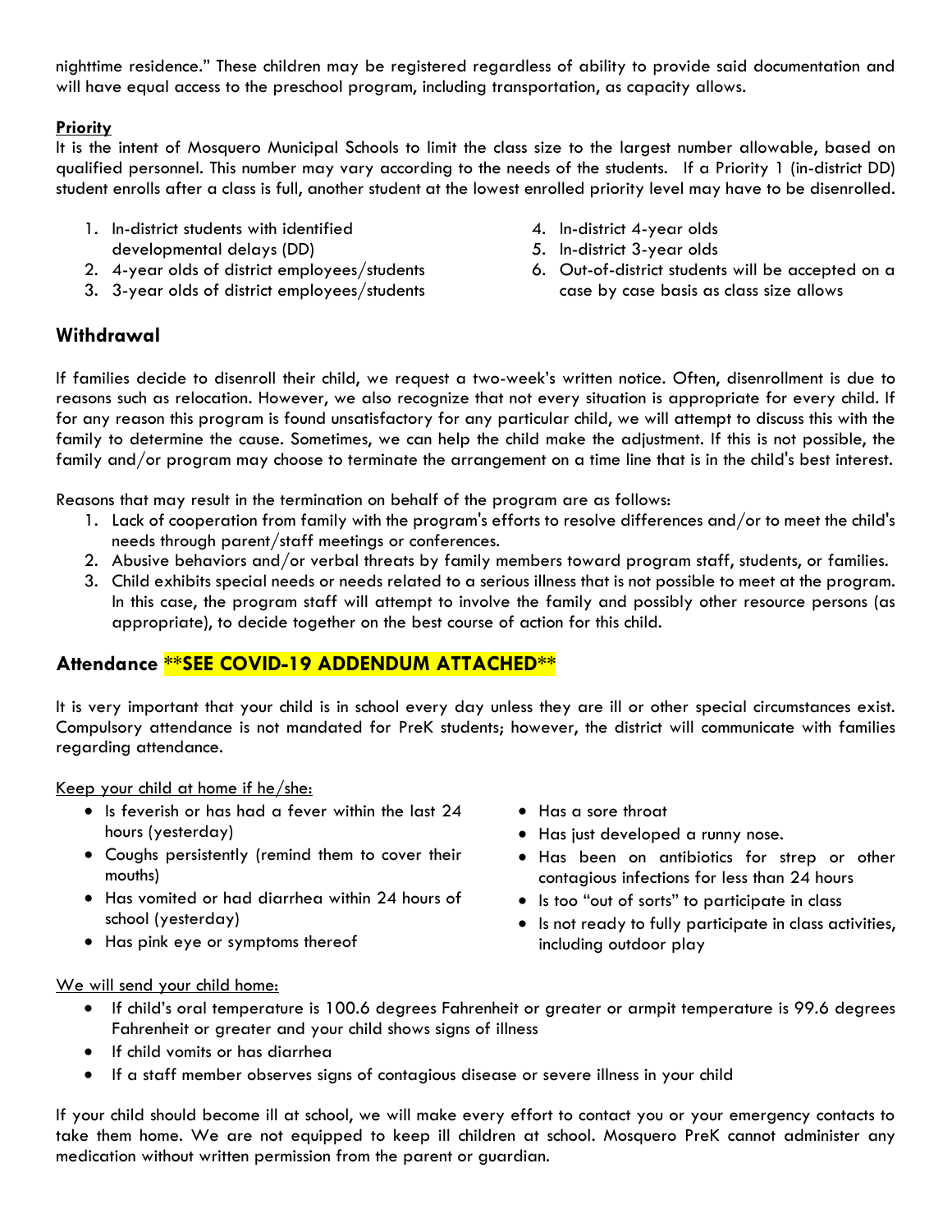nighttime residence." These children may be registered regardless of ability to provide said documentation and will have equal access to the preschool program, including transportation, as capacity allows.

**Priority**

It is the intent of Mosquero Municipal Schools to limit the class size to the largest number allowable, based on qualified personnel. This number may vary according to the needs of the students. If a Priority 1 (in-district DD) student enrolls after a class is full, another student at the lowest enrolled priority level may have to be disenrolled.

1. In-district students with identified developmental delays (DD)
2. 4-year olds of district employees/students
3. 3-year olds of district employees/students
4. In-district 4-year olds
5. In-district 3-year olds
6. Out-of-district students will be accepted on a case by case basis as class size allows

## Withdrawal

If families decide to disenroll their child, we request a two-week's written notice. Often, disenrollment is due to reasons such as relocation. However, we also recognize that not every situation is appropriate for every child. If for any reason this program is found unsatisfactory for any particular child, we will attempt to discuss this with the family to determine the cause. Sometimes, we can help the child make the adjustment. If this is not possible, the family and/or program may choose to terminate the arrangement on a time line that is in the child's best interest.

Reasons that may result in the termination on behalf of the program are as follows:

1. Lack of cooperation from family with the program's efforts to resolve differences and/or to meet the child's needs through parent/staff meetings or conferences.
2. Abusive behaviors and/or verbal threats by family members toward program staff, students, or families.
3. Child exhibits special needs or needs related to a serious illness that is not possible to meet at the program. In this case, the program staff will attempt to involve the family and possibly other resource persons (as appropriate), to decide together on the best course of action for this child.

## Attendance **SEE COVID-19 ADDENDUM ATTACHED**

It is very important that your child is in school every day unless they are ill or other special circumstances exist. Compulsory attendance is not mandated for PreK students; however, the district will communicate with families regarding attendance.

Keep your child at home if he/she:

- Is feverish or has had a fever within the last 24 hours (yesterday)
- Coughs persistently (remind them to cover their mouths)
- Has vomited or had diarrhea within 24 hours of school (yesterday)
- Has pink eye or symptoms thereof
- Has a sore throat
- Has just developed a runny nose.
- Has been on antibiotics for strep or other contagious infections for less than 24 hours
- Is too "out of sorts" to participate in class
- Is not ready to fully participate in class activities, including outdoor play

We will send your child home:

- If child's oral temperature is 100.6 degrees Fahrenheit or greater or armpit temperature is 99.6 degrees Fahrenheit or greater and your child shows signs of illness
- If child vomits or has diarrhea
- If a staff member observes signs of contagious disease or severe illness in your child

If your child should become ill at school, we will make every effort to contact you or your emergency contacts to take them home. We are not equipped to keep ill children at school. Mosquero PreK cannot administer any medication without written permission from the parent or guardian.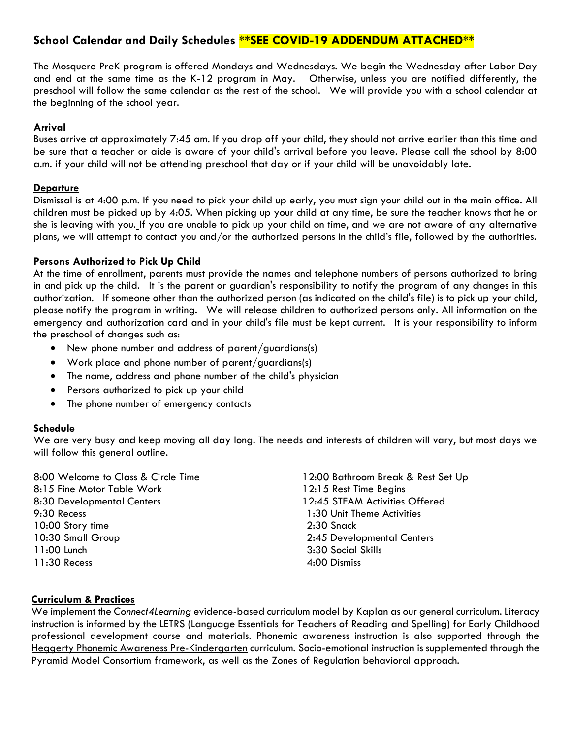## School Calendar and Daily Schedules **SEE COVID-19 ADDENDUM ATTACHED**

The Mosquero PreK program is offered Mondays and Wednesdays. We begin the Wednesday after Labor Day and end at the same time as the K-12 program in May. Otherwise, unless you are notified differently, the preschool will follow the same calendar as the rest of the school. We will provide you with a school calendar at the beginning of the school year.

### Arrival

Buses arrive at approximately 7:45 am. If you drop off your child, they should not arrive earlier than this time and be sure that a teacher or aide is aware of your child's arrival before you leave. Please call the school by 8:00 a.m. if your child will not be attending preschool that day or if your child will be unavoidably late.

### Departure

Dismissal is at 4:00 p.m. If you need to pick your child up early, you must sign your child out in the main office. All children must be picked up by 4:05. When picking up your child at any time, be sure the teacher knows that he or she is leaving with you. If you are unable to pick up your child on time, and we are not aware of any alternative plans, we will attempt to contact you and/or the authorized persons in the child's file, followed by the authorities.

### Persons Authorized to Pick Up Child

At the time of enrollment, parents must provide the names and telephone numbers of persons authorized to bring in and pick up the child. It is the parent or guardian's responsibility to notify the program of any changes in this authorization. If someone other than the authorized person (as indicated on the child's file) is to pick up your child, please notify the program in writing. We will release children to authorized persons only. All information on the emergency and authorization card and in your child's file must be kept current. It is your responsibility to inform the preschool of changes such as:

- New phone number and address of parent/guardians(s)
- Work place and phone number of parent/guardians(s)
- The name, address and phone number of the child's physician
- Persons authorized to pick up your child
- The phone number of emergency contacts

### Schedule

We are very busy and keep moving all day long. The needs and interests of children will vary, but most days we will follow this general outline.

8:00 Welcome to Class & Circle Time
8:15 Fine Motor Table Work
8:30 Developmental Centers
9:30 Recess
10:00 Story time
10:30 Small Group
11:00 Lunch
11:30 Recess
12:00 Bathroom Break & Rest Set Up
12:15 Rest Time Begins
12:45 STEAM Activities Offered
1:30 Unit Theme Activities
2:30 Snack
2:45 Developmental Centers
3:30 Social Skills
4:00 Dismiss

### Curriculum & Practices

We implement the *Connect4Learning* evidence-based curriculum model by Kaplan as our general curriculum. Literacy instruction is informed by the LETRS (Language Essentials for Teachers of Reading and Spelling) for Early Childhood professional development course and materials. Phonemic awareness instruction is also supported through the Heggerty Phonemic Awareness Pre-Kindergarten curriculum. Socio-emotional instruction is supplemented through the Pyramid Model Consortium framework, as well as the Zones of Regulation behavioral approach.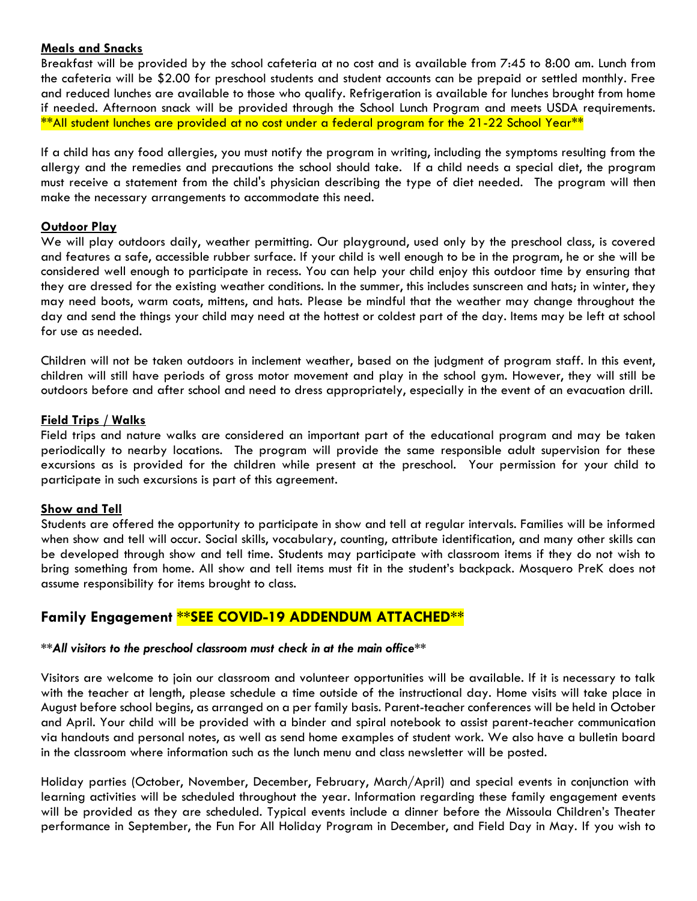**Meals and Snacks**

Breakfast will be provided by the school cafeteria at no cost and is available from 7:45 to 8:00 am. Lunch from the cafeteria will be $2.00 for preschool students and student accounts can be prepaid or settled monthly. Free and reduced lunches are available to those who qualify. Refrigeration is available for lunches brought from home if needed. Afternoon snack will be provided through the School Lunch Program and meets USDA requirements. **All student lunches are provided at no cost under a federal program for the 21-22 School Year**

If a child has any food allergies, you must notify the program in writing, including the symptoms resulting from the allergy and the remedies and precautions the school should take. If a child needs a special diet, the program must receive a statement from the child's physician describing the type of diet needed. The program will then make the necessary arrangements to accommodate this need.

**Outdoor Play**

We will play outdoors daily, weather permitting. Our playground, used only by the preschool class, is covered and features a safe, accessible rubber surface. If your child is well enough to be in the program, he or she will be considered well enough to participate in recess. You can help your child enjoy this outdoor time by ensuring that they are dressed for the existing weather conditions. In the summer, this includes sunscreen and hats; in winter, they may need boots, warm coats, mittens, and hats. Please be mindful that the weather may change throughout the day and send the things your child may need at the hottest or coldest part of the day. Items may be left at school for use as needed.

Children will not be taken outdoors in inclement weather, based on the judgment of program staff. In this event, children will still have periods of gross motor movement and play in the school gym. However, they will still be outdoors before and after school and need to dress appropriately, especially in the event of an evacuation drill.

**Field Trips / Walks**

Field trips and nature walks are considered an important part of the educational program and may be taken periodically to nearby locations. The program will provide the same responsible adult supervision for these excursions as is provided for the children while present at the preschool. Your permission for your child to participate in such excursions is part of this agreement.

**Show and Tell**

Students are offered the opportunity to participate in show and tell at regular intervals. Families will be informed when show and tell will occur. Social skills, vocabulary, counting, attribute identification, and many other skills can be developed through show and tell time. Students may participate with classroom items if they do not wish to bring something from home. All show and tell items must fit in the student's backpack. Mosquero PreK does not assume responsibility for items brought to class.

## Family Engagement **SEE COVID-19 ADDENDUM ATTACHED**

***All visitors to the preschool classroom must check in at the main office***

Visitors are welcome to join our classroom and volunteer opportunities will be available. If it is necessary to talk with the teacher at length, please schedule a time outside of the instructional day. Home visits will take place in August before school begins, as arranged on a per family basis. Parent-teacher conferences will be held in October and April. Your child will be provided with a binder and spiral notebook to assist parent-teacher communication via handouts and personal notes, as well as send home examples of student work. We also have a bulletin board in the classroom where information such as the lunch menu and class newsletter will be posted.

Holiday parties (October, November, December, February, March/April) and special events in conjunction with learning activities will be scheduled throughout the year. Information regarding these family engagement events will be provided as they are scheduled. Typical events include a dinner before the Missoula Children's Theater performance in September, the Fun For All Holiday Program in December, and Field Day in May. If you wish to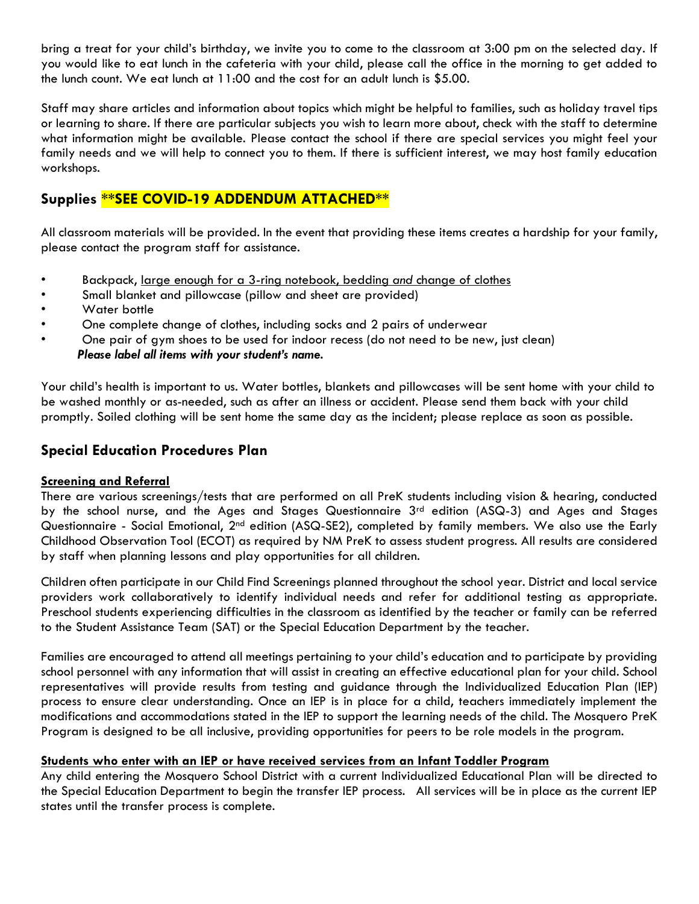bring a treat for your child's birthday, we invite you to come to the classroom at 3:00 pm on the selected day. If you would like to eat lunch in the cafeteria with your child, please call the office in the morning to get added to the lunch count. We eat lunch at 11:00 and the cost for an adult lunch is $5.00.

Staff may share articles and information about topics which might be helpful to families, such as holiday travel tips or learning to share. If there are particular subjects you wish to learn more about, check with the staff to determine what information might be available. Please contact the school if there are special services you might feel your family needs and we will help to connect you to them. If there is sufficient interest, we may host family education workshops.

## Supplies **SEE COVID-19 ADDENDUM ATTACHED**

All classroom materials will be provided. In the event that providing these items creates a hardship for your family, please contact the program staff for assistance.

- Backpack, large enough for a 3-ring notebook, bedding *and* change of clothes
- Small blanket and pillowcase (pillow and sheet are provided)
- Water bottle
- One complete change of clothes, including socks and 2 pairs of underwear
- One pair of gym shoes to be used for indoor recess (do not need to be new, just clean)

***Please label all items with your student's name.***

Your child's health is important to us. Water bottles, blankets and pillowcases will be sent home with your child to be washed monthly or as-needed, such as after an illness or accident. Please send them back with your child promptly. Soiled clothing will be sent home the same day as the incident; please replace as soon as possible.

## Special Education Procedures Plan

### Screening and Referral

There are various screenings/tests that are performed on all PreK students including vision & hearing, conducted by the school nurse, and the Ages and Stages Questionnaire 3rd edition (ASQ-3) and Ages and Stages Questionnaire - Social Emotional, 2nd edition (ASQ-SE2), completed by family members. We also use the Early Childhood Observation Tool (ECOT) as required by NM PreK to assess student progress. All results are considered by staff when planning lessons and play opportunities for all children.

Children often participate in our Child Find Screenings planned throughout the school year. District and local service providers work collaboratively to identify individual needs and refer for additional testing as appropriate. Preschool students experiencing difficulties in the classroom as identified by the teacher or family can be referred to the Student Assistance Team (SAT) or the Special Education Department by the teacher.

Families are encouraged to attend all meetings pertaining to your child's education and to participate by providing school personnel with any information that will assist in creating an effective educational plan for your child. School representatives will provide results from testing and guidance through the Individualized Education Plan (IEP) process to ensure clear understanding. Once an IEP is in place for a child, teachers immediately implement the modifications and accommodations stated in the IEP to support the learning needs of the child. The Mosquero PreK Program is designed to be all inclusive, providing opportunities for peers to be role models in the program.

### Students who enter with an IEP or have received services from an Infant Toddler Program

Any child entering the Mosquero School District with a current Individualized Educational Plan will be directed to the Special Education Department to begin the transfer IEP process. All services will be in place as the current IEP states until the transfer process is complete.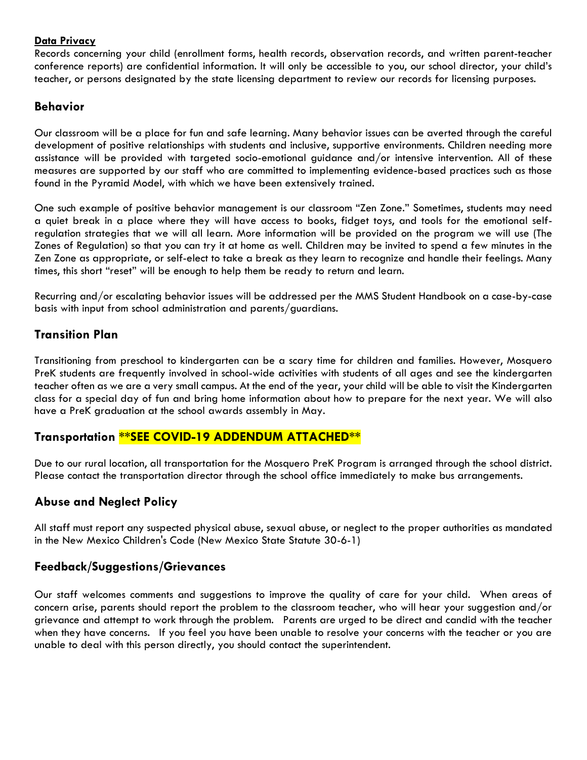**Data Privacy**

Records concerning your child (enrollment forms, health records, observation records, and written parent-teacher conference reports) are confidential information. It will only be accessible to you, our school director, your child's teacher, or persons designated by the state licensing department to review our records for licensing purposes.

## Behavior

Our classroom will be a place for fun and safe learning. Many behavior issues can be averted through the careful development of positive relationships with students and inclusive, supportive environments. Children needing more assistance will be provided with targeted socio-emotional guidance and/or intensive intervention. All of these measures are supported by our staff who are committed to implementing evidence-based practices such as those found in the Pyramid Model, with which we have been extensively trained.

One such example of positive behavior management is our classroom "Zen Zone." Sometimes, students may need a quiet break in a place where they will have access to books, fidget toys, and tools for the emotional self-regulation strategies that we will all learn. More information will be provided on the program we will use (The Zones of Regulation) so that you can try it at home as well. Children may be invited to spend a few minutes in the Zen Zone as appropriate, or self-elect to take a break as they learn to recognize and handle their feelings. Many times, this short "reset" will be enough to help them be ready to return and learn.

Recurring and/or escalating behavior issues will be addressed per the MMS Student Handbook on a case-by-case basis with input from school administration and parents/guardians.

## Transition Plan

Transitioning from preschool to kindergarten can be a scary time for children and families. However, Mosquero PreK students are frequently involved in school-wide activities with students of all ages and see the kindergarten teacher often as we are a very small campus. At the end of the year, your child will be able to visit the Kindergarten class for a special day of fun and bring home information about how to prepare for the next year. We will also have a PreK graduation at the school awards assembly in May.

## Transportation **SEE COVID-19 ADDENDUM ATTACHED**

Due to our rural location, all transportation for the Mosquero PreK Program is arranged through the school district. Please contact the transportation director through the school office immediately to make bus arrangements.

## Abuse and Neglect Policy

All staff must report any suspected physical abuse, sexual abuse, or neglect to the proper authorities as mandated in the New Mexico Children's Code (New Mexico State Statute 30-6-1)

## Feedback/Suggestions/Grievances

Our staff welcomes comments and suggestions to improve the quality of care for your child. When areas of concern arise, parents should report the problem to the classroom teacher, who will hear your suggestion and/or grievance and attempt to work through the problem. Parents are urged to be direct and candid with the teacher when they have concerns. If you feel you have been unable to resolve your concerns with the teacher or you are unable to deal with this person directly, you should contact the superintendent.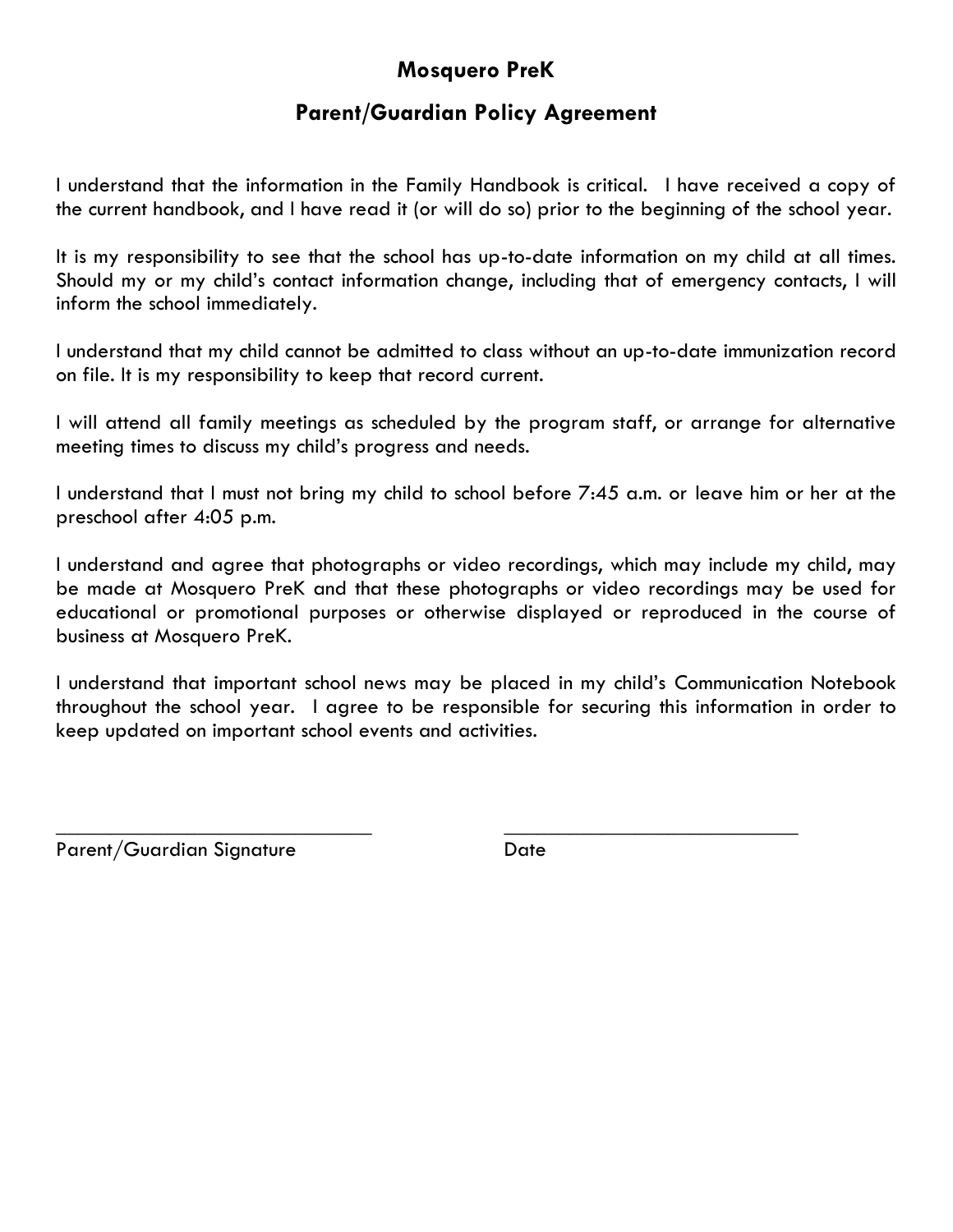# Mosquero PreK

## Parent/Guardian Policy Agreement

I understand that the information in the Family Handbook is critical. I have received a copy of the current handbook, and I have read it (or will do so) prior to the beginning of the school year.

It is my responsibility to see that the school has up-to-date information on my child at all times. Should my or my child's contact information change, including that of emergency contacts, I will inform the school immediately.

I understand that my child cannot be admitted to class without an up-to-date immunization record on file. It is my responsibility to keep that record current.

I will attend all family meetings as scheduled by the program staff, or arrange for alternative meeting times to discuss my child's progress and needs.

I understand that I must not bring my child to school before 7:45 a.m. or leave him or her at the preschool after 4:05 p.m.

I understand and agree that photographs or video recordings, which may include my child, may be made at Mosquero PreK and that these photographs or video recordings may be used for educational or promotional purposes or otherwise displayed or reproduced in the course of business at Mosquero PreK.

I understand that important school news may be placed in my child's Communication Notebook throughout the school year. I agree to be responsible for securing this information in order to keep updated on important school events and activities.

______________________________ ____________________________

Parent/Guardian Signature Date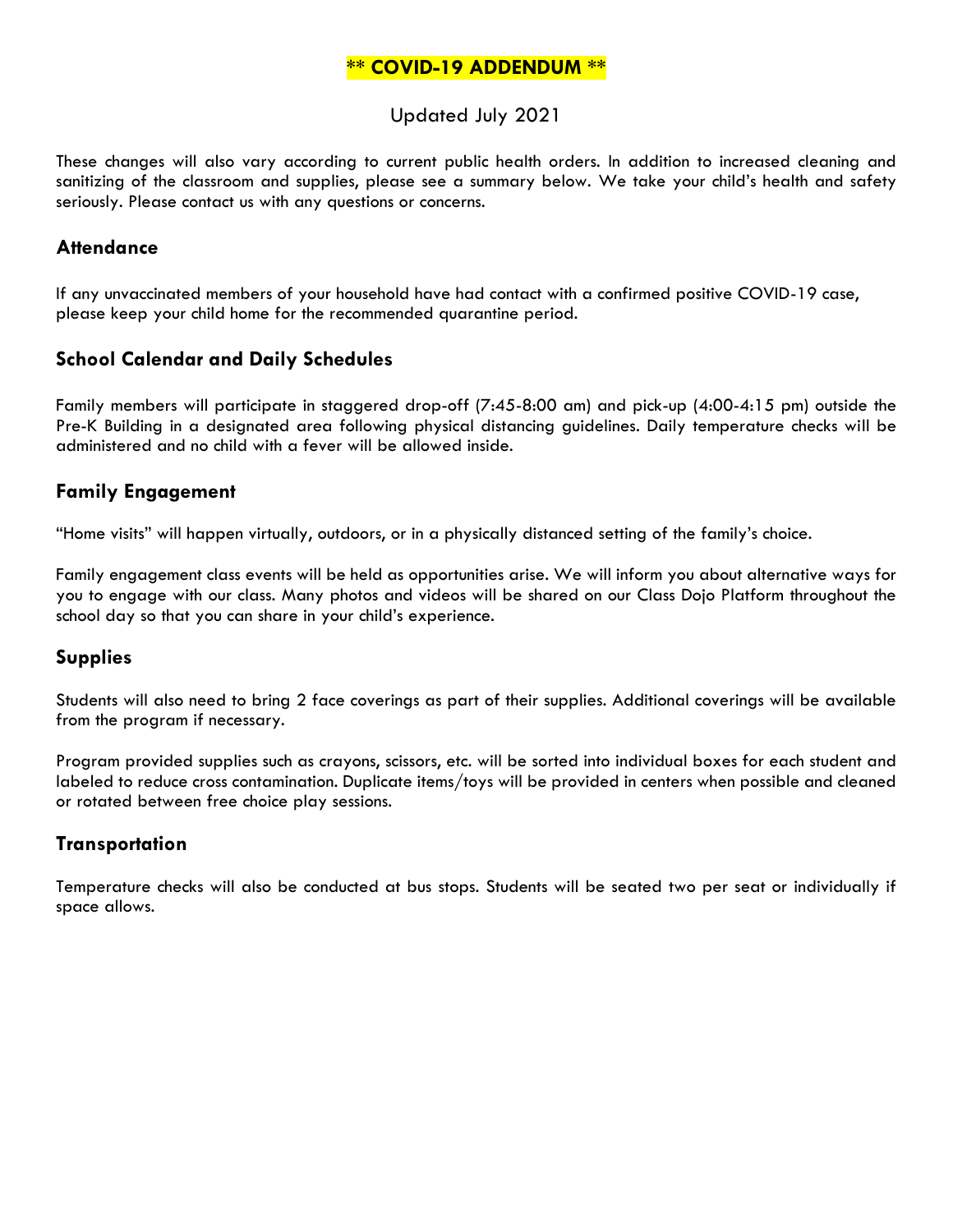# ** COVID-19 ADDENDUM **

Updated July 2021

These changes will also vary according to current public health orders. In addition to increased cleaning and sanitizing of the classroom and supplies, please see a summary below. We take your child's health and safety seriously. Please contact us with any questions or concerns.

## Attendance

If any unvaccinated members of your household have had contact with a confirmed positive COVID-19 case, please keep your child home for the recommended quarantine period.

## School Calendar and Daily Schedules

Family members will participate in staggered drop-off (7:45-8:00 am) and pick-up (4:00-4:15 pm) outside the Pre-K Building in a designated area following physical distancing guidelines. Daily temperature checks will be administered and no child with a fever will be allowed inside.

## Family Engagement

"Home visits" will happen virtually, outdoors, or in a physically distanced setting of the family's choice.

Family engagement class events will be held as opportunities arise. We will inform you about alternative ways for you to engage with our class. Many photos and videos will be shared on our Class Dojo Platform throughout the school day so that you can share in your child's experience.

## Supplies

Students will also need to bring 2 face coverings as part of their supplies. Additional coverings will be available from the program if necessary.

Program provided supplies such as crayons, scissors, etc. will be sorted into individual boxes for each student and labeled to reduce cross contamination. Duplicate items/toys will be provided in centers when possible and cleaned or rotated between free choice play sessions.

## Transportation

Temperature checks will also be conducted at bus stops. Students will be seated two per seat or individually if space allows.